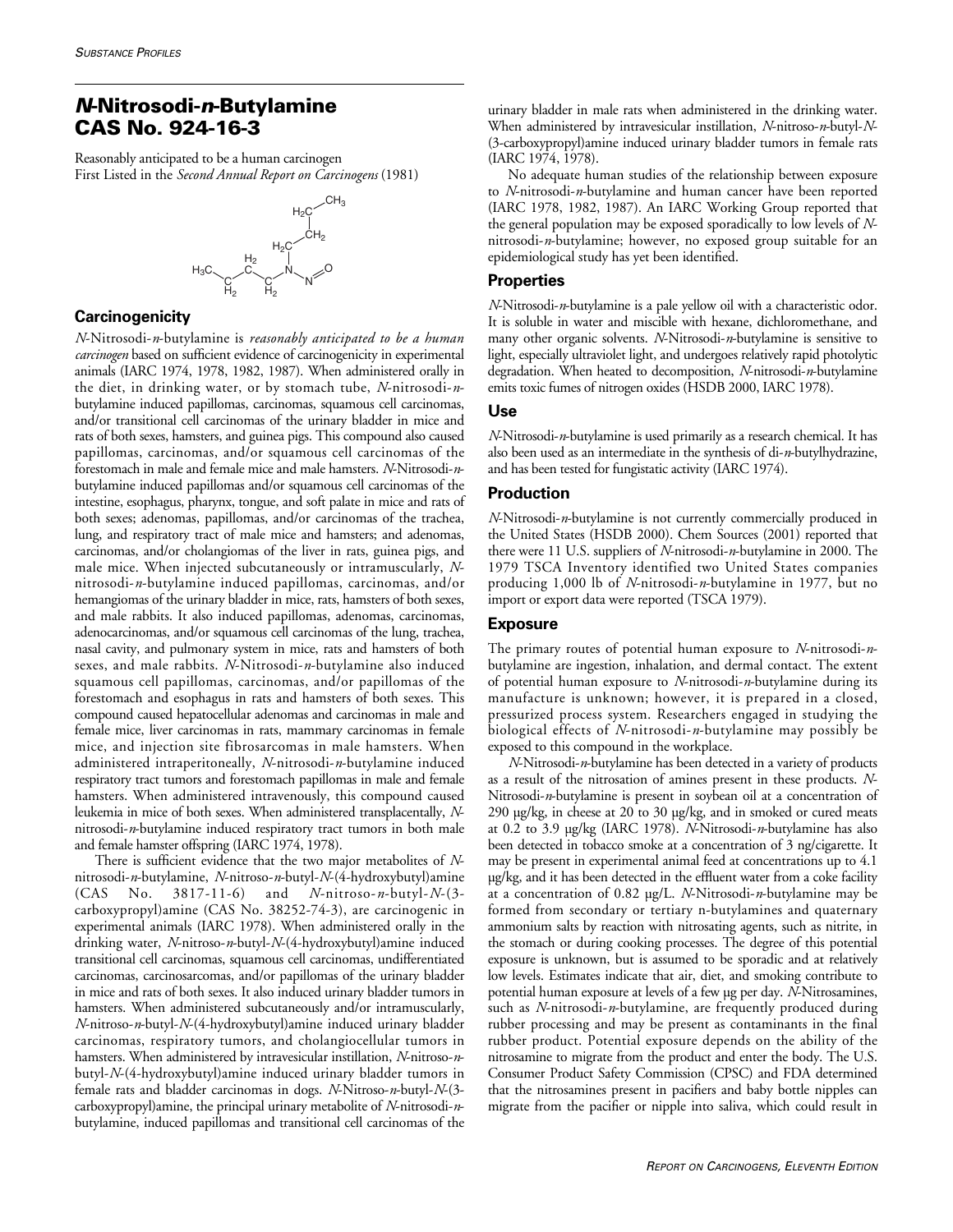# *N*-Nitrosodi-*n*-Butylamine
# CAS No. 924-16-3

Reasonably anticipated to be a human carcinogen
First Listed in the *Second Annual Report on Carcinogens* (1981)

## Carcinogenicity

*N*-Nitrosodi-*n*-butylamine is *reasonably anticipated to be a human carcinogen* based on sufficient evidence of carcinogenicity in experimental animals (IARC 1974, 1978, 1982, 1987). When administered orally in the diet, in drinking water, or by stomach tube, *N*-nitrosodi-*n*-butylamine induced papillomas, carcinomas, squamous cell carcinomas, and/or transitional cell carcinomas of the urinary bladder in mice and rats of both sexes, hamsters, and guinea pigs. This compound also caused papillomas, carcinomas, and/or squamous cell carcinomas of the forestomach in male and female mice and male hamsters. *N*-Nitrosodi-*n*-butylamine induced papillomas and/or squamous cell carcinomas of the intestine, esophagus, pharynx, tongue, and soft palate in mice and rats of both sexes; adenomas, papillomas, and/or carcinomas of the trachea, lung, and respiratory tract of male mice and hamsters; and adenomas, carcinomas, and/or cholangiomas of the liver in rats, guinea pigs, and male mice. When injected subcutaneously or intramuscularly, *N*-nitrosodi-*n*-butylamine induced papillomas, carcinomas, and/or hemangiomas of the urinary bladder in mice, rats, hamsters of both sexes, and male rabbits. It also induced papillomas, adenomas, carcinomas, adenocarcinomas, and/or squamous cell carcinomas of the lung, trachea, nasal cavity, and pulmonary system in mice, rats and hamsters of both sexes, and male rabbits. *N*-Nitrosodi-*n*-butylamine also induced squamous cell papillomas, carcinomas, and/or papillomas of the forestomach and esophagus in rats and hamsters of both sexes. This compound caused hepatocellular adenomas and carcinomas in male and female mice, liver carcinomas in rats, mammary carcinomas in female mice, and injection site fibrosarcomas in male hamsters. When administered intraperitoneally, *N*-nitrosodi-*n*-butylamine induced respiratory tract tumors and forestomach papillomas in male and female hamsters. When administered intravenously, this compound caused leukemia in mice of both sexes. When administered transplacentally, *N*-nitrosodi-*n*-butylamine induced respiratory tract tumors in both male and female hamster offspring (IARC 1974, 1978).

There is sufficient evidence that the two major metabolites of *N*-nitrosodi-*n*-butylamine, *N*-nitroso-*n*-butyl-*N*-(4-hydroxybutyl)amine (CAS No. 3817-11-6) and *N*-nitroso-*n*-butyl-*N*-(3-carboxypropyl)amine (CAS No. 38252-74-3), are carcinogenic in experimental animals (IARC 1978). When administered orally in the drinking water, *N*-nitroso-*n*-butyl-*N*-(4-hydroxybutyl)amine induced transitional cell carcinomas, squamous cell carcinomas, undifferentiated carcinomas, carcinosarcomas, and/or papillomas of the urinary bladder in mice and rats of both sexes. It also induced urinary bladder tumors in hamsters. When administered subcutaneously and/or intramuscularly, *N*-nitroso-*n*-butyl-*N*-(4-hydroxybutyl)amine induced urinary bladder carcinomas, respiratory tumors, and cholangiocellular tumors in hamsters. When administered by intravesicular instillation, *N*-nitroso-*n*-butyl-*N*-(4-hydroxybutyl)amine induced urinary bladder tumors in female rats and bladder carcinomas in dogs. *N*-Nitroso-*n*-butyl-*N*-(3-carboxypropyl)amine, the principal urinary metabolite of *N*-nitrosodi-*n*-butylamine, induced papillomas and transitional cell carcinomas of the urinary bladder in male rats when administered in the drinking water. When administered by intravesicular instillation, *N*-nitroso-*n*-butyl-*N*-(3-carboxypropyl)amine induced urinary bladder tumors in female rats (IARC 1974, 1978).

No adequate human studies of the relationship between exposure to *N*-nitrosodi-*n*-butylamine and human cancer have been reported (IARC 1978, 1982, 1987). An IARC Working Group reported that the general population may be exposed sporadically to low levels of *N*-nitrosodi-*n*-butylamine; however, no exposed group suitable for an epidemiological study has yet been identified.

## Properties

*N*-Nitrosodi-*n*-butylamine is a pale yellow oil with a characteristic odor. It is soluble in water and miscible with hexane, dichloromethane, and many other organic solvents. *N*-Nitrosodi-*n*-butylamine is sensitive to light, especially ultraviolet light, and undergoes relatively rapid photolytic degradation. When heated to decomposition, *N*-nitrosodi-*n*-butylamine emits toxic fumes of nitrogen oxides (HSDB 2000, IARC 1978).

## Use

*N*-Nitrosodi-*n*-butylamine is used primarily as a research chemical. It has also been used as an intermediate in the synthesis of di-*n*-butylhydrazine, and has been tested for fungistatic activity (IARC 1974).

## Production

*N*-Nitrosodi-*n*-butylamine is not currently commercially produced in the United States (HSDB 2000). Chem Sources (2001) reported that there were 11 U.S. suppliers of *N*-nitrosodi-*n*-butylamine in 2000. The 1979 TSCA Inventory identified two United States companies producing 1,000 lb of *N*-nitrosodi-*n*-butylamine in 1977, but no import or export data were reported (TSCA 1979).

## Exposure

The primary routes of potential human exposure to *N*-nitrosodi-*n*-butylamine are ingestion, inhalation, and dermal contact. The extent of potential human exposure to *N*-nitrosodi-*n*-butylamine during its manufacture is unknown; however, it is prepared in a closed, pressurized process system. Researchers engaged in studying the biological effects of *N*-nitrosodi-*n*-butylamine may possibly be exposed to this compound in the workplace.

*N*-Nitrosodi-*n*-butylamine has been detected in a variety of products as a result of the nitrosation of amines present in these products. *N*-Nitrosodi-*n*-butylamine is present in soybean oil at a concentration of 290 μg/kg, in cheese at 20 to 30 μg/kg, and in smoked or cured meats at 0.2 to 3.9 μg/kg (IARC 1978). *N*-Nitrosodi-*n*-butylamine has also been detected in tobacco smoke at a concentration of 3 ng/cigarette. It may be present in experimental animal feed at concentrations up to 4.1 μg/kg, and it has been detected in the effluent water from a coke facility at a concentration of 0.82 μg/L. *N*-Nitrosodi-*n*-butylamine may be formed from secondary or tertiary n-butylamines and quaternary ammonium salts by reaction with nitrosating agents, such as nitrite, in the stomach or during cooking processes. The degree of this potential exposure is unknown, but is assumed to be sporadic and at relatively low levels. Estimates indicate that air, diet, and smoking contribute to potential human exposure at levels of a few μg per day. *N*-Nitrosamines, such as *N*-nitrosodi-*n*-butylamine, are frequently produced during rubber processing and may be present as contaminants in the final rubber product. Potential exposure depends on the ability of the nitrosamine to migrate from the product and enter the body. The U.S. Consumer Product Safety Commission (CPSC) and FDA determined that the nitrosamines present in pacifiers and baby bottle nipples can migrate from the pacifier or nipple into saliva, which could result in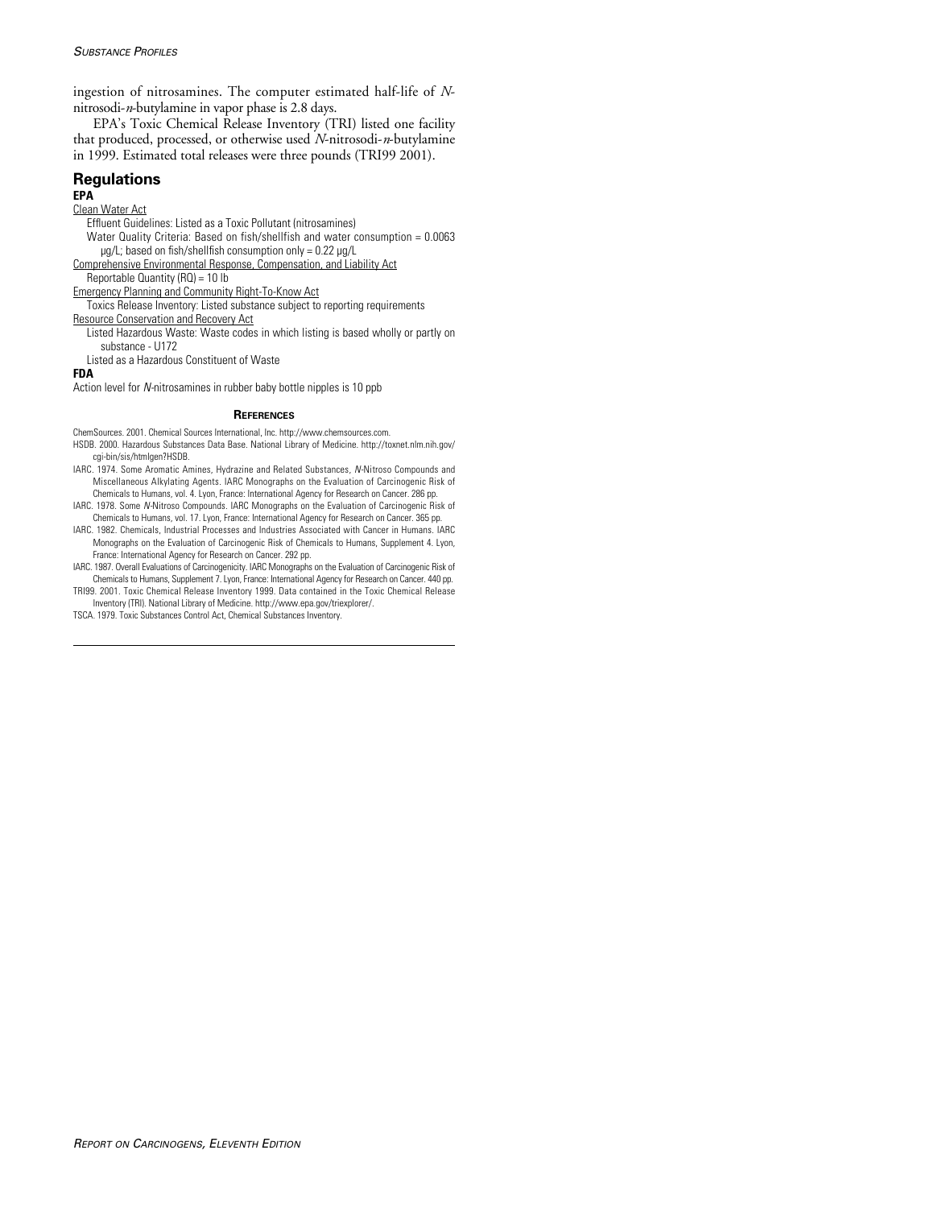ingestion of nitrosamines. The computer estimated half-life of *N*-nitrosodi-*n*-butylamine in vapor phase is 2.8 days.

EPA's Toxic Chemical Release Inventory (TRI) listed one facility that produced, processed, or otherwise used *N*-nitrosodi-*n*-butylamine in 1999. Estimated total releases were three pounds (TRI99 2001).

## Regulations

**EPA**

Clean Water Act

Effluent Guidelines: Listed as a Toxic Pollutant (nitrosamines)

Water Quality Criteria: Based on fish/shellfish and water consumption = 0.0063 μg/L; based on fish/shellfish consumption only = 0.22 μg/L

Comprehensive Environmental Response, Compensation, and Liability Act

Reportable Quantity (RQ) = 10 lb

Emergency Planning and Community Right-To-Know Act

Toxics Release Inventory: Listed substance subject to reporting requirements

Resource Conservation and Recovery Act

Listed Hazardous Waste: Waste codes in which listing is based wholly or partly on substance - U172

Listed as a Hazardous Constituent of Waste

**FDA**

Action level for *N*-nitrosamines in rubber baby bottle nipples is 10 ppb

### References

ChemSources. 2001. Chemical Sources International, Inc. http://www.chemsources.com.

HSDB. 2000. Hazardous Substances Data Base. National Library of Medicine. http://toxnet.nlm.nih.gov/cgi-bin/sis/htmlgen?HSDB.

IARC. 1974. Some Aromatic Amines, Hydrazine and Related Substances, *N*-Nitroso Compounds and Miscellaneous Alkylating Agents. IARC Monographs on the Evaluation of Carcinogenic Risk of Chemicals to Humans, vol. 4. Lyon, France: International Agency for Research on Cancer. 286 pp.

IARC. 1978. Some *N*-Nitroso Compounds. IARC Monographs on the Evaluation of Carcinogenic Risk of Chemicals to Humans, vol. 17. Lyon, France: International Agency for Research on Cancer. 365 pp.

IARC. 1982. Chemicals, Industrial Processes and Industries Associated with Cancer in Humans. IARC Monographs on the Evaluation of Carcinogenic Risk of Chemicals to Humans, Supplement 4. Lyon, France: International Agency for Research on Cancer. 292 pp.

IARC. 1987. Overall Evaluations of Carcinogenicity. IARC Monographs on the Evaluation of Carcinogenic Risk of Chemicals to Humans, Supplement 7. Lyon, France: International Agency for Research on Cancer. 440 pp.

TRI99. 2001. Toxic Chemical Release Inventory 1999. Data contained in the Toxic Chemical Release Inventory (TRI). National Library of Medicine. http://www.epa.gov/triexplorer/.

TSCA. 1979. Toxic Substances Control Act, Chemical Substances Inventory.